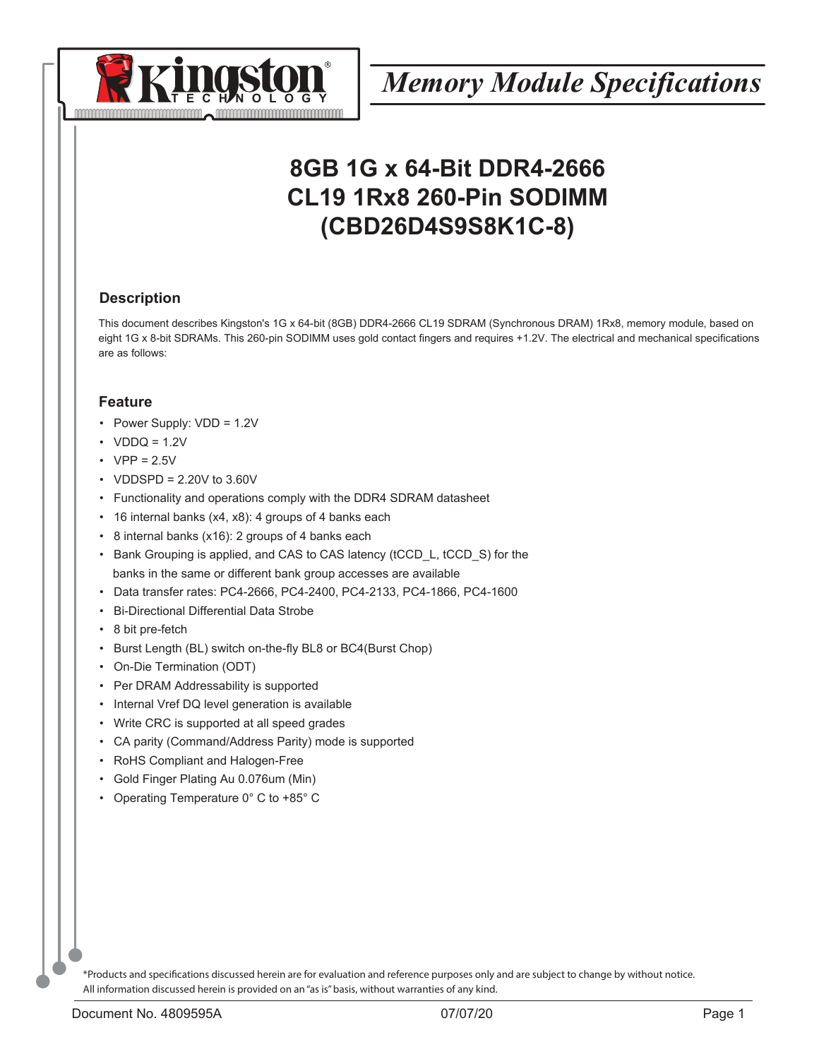Kingston TECHNOLOGY

*Memory Module Specifications*

# 8GB 1G x 64-Bit DDR4-2666 CL19 1Rx8 260-Pin SODIMM (CBD26D4S9S8K1C-8)

## Description

This document describes Kingston's 1G x 64-bit (8GB) DDR4-2666 CL19 SDRAM (Synchronous DRAM) 1Rx8, memory module, based on eight 1G x 8-bit SDRAMs. This 260-pin SODIMM uses gold contact fingers and requires +1.2V. The electrical and mechanical specifications are as follows:

## Feature

- Power Supply: VDD = 1.2V
- VDDQ = 1.2V
- VPP = 2.5V
- VDDSPD = 2.20V to 3.60V
- Functionality and operations comply with the DDR4 SDRAM datasheet
- 16 internal banks (x4, x8): 4 groups of 4 banks each
- 8 internal banks (x16): 2 groups of 4 banks each
- Bank Grouping is applied, and CAS to CAS latency (tCCD_L, tCCD_S) for the banks in the same or different bank group accesses are available
- Data transfer rates: PC4-2666, PC4-2400, PC4-2133, PC4-1866, PC4-1600
- Bi-Directional Differential Data Strobe
- 8 bit pre-fetch
- Burst Length (BL) switch on-the-fly BL8 or BC4(Burst Chop)
- On-Die Termination (ODT)
- Per DRAM Addressability is supported
- Internal Vref DQ level generation is available
- Write CRC is supported at all speed grades
- CA parity (Command/Address Parity) mode is supported
- RoHS Compliant and Halogen-Free
- Gold Finger Plating Au 0.076um (Min)
- Operating Temperature 0° C to +85° C

*Products and specifications discussed herein are for evaluation and reference purposes only and are subject to change by without notice. All information discussed herein is provided on an "as is" basis, without warranties of any kind.

Document No. 4809595A 07/07/20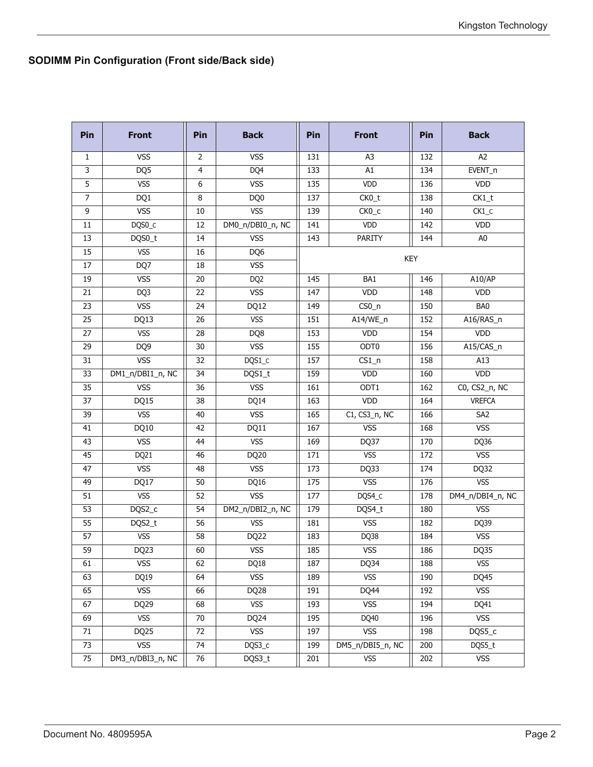## SODIMM Pin Configuration (Front side/Back side)

| Pin | Front | Pin | Back | Pin | Front | Pin | Back |
|---|---|---|---|---|---|---|---|
| 1 | VSS | 2 | VSS | 131 | A3 | 132 | A2 |
| 3 | DQ5 | 4 | DQ4 | 133 | A1 | 134 | EVENT_n |
| 5 | VSS | 6 | VSS | 135 | VDD | 136 | VDD |
| 7 | DQ1 | 8 | DQ0 | 137 | CK0_t | 138 | CK1_t |
| 9 | VSS | 10 | VSS | 139 | CK0_c | 140 | CK1_c |
| 11 | DQS0_c | 12 | DM0_n/DBI0_n, NC | 141 | VDD | 142 | VDD |
| 13 | DQS0_t | 14 | VSS | 143 | PARITY | 144 | A0 |
| 15 | VSS | 16 | DQ6 | KEY | | | |
| 17 | DQ7 | 18 | VSS | | | | |
| 19 | VSS | 20 | DQ2 | 145 | BA1 | 146 | A10/AP |
| 21 | DQ3 | 22 | VSS | 147 | VDD | 148 | VDD |
| 23 | VSS | 24 | DQ12 | 149 | CS0_n | 150 | BA0 |
| 25 | DQ13 | 26 | VSS | 151 | A14/WE_n | 152 | A16/RAS_n |
| 27 | VSS | 28 | DQ8 | 153 | VDD | 154 | VDD |
| 29 | DQ9 | 30 | VSS | 155 | ODT0 | 156 | A15/CAS_n |
| 31 | VSS | 32 | DQS1_c | 157 | CS1_n | 158 | A13 |
| 33 | DM1_n/DBI1_n, NC | 34 | DQS1_t | 159 | VDD | 160 | VDD |
| 35 | VSS | 36 | VSS | 161 | ODT1 | 162 | C0, CS2_n, NC |
| 37 | DQ15 | 38 | DQ14 | 163 | VDD | 164 | VREFCA |
| 39 | VSS | 40 | VSS | 165 | C1, CS3_n, NC | 166 | SA2 |
| 41 | DQ10 | 42 | DQ11 | 167 | VSS | 168 | VSS |
| 43 | VSS | 44 | VSS | 169 | DQ37 | 170 | DQ36 |
| 45 | DQ21 | 46 | DQ20 | 171 | VSS | 172 | VSS |
| 47 | VSS | 48 | VSS | 173 | DQ33 | 174 | DQ32 |
| 49 | DQ17 | 50 | DQ16 | 175 | VSS | 176 | VSS |
| 51 | VSS | 52 | VSS | 177 | DQS4_c | 178 | DM4_n/DBI4_n, NC |
| 53 | DQS2_c | 54 | DM2_n/DBI2_n, NC | 179 | DQS4_t | 180 | VSS |
| 55 | DQS2_t | 56 | VSS | 181 | VSS | 182 | DQ39 |
| 57 | VSS | 58 | DQ22 | 183 | DQ38 | 184 | VSS |
| 59 | DQ23 | 60 | VSS | 185 | VSS | 186 | DQ35 |
| 61 | VSS | 62 | DQ18 | 187 | DQ34 | 188 | VSS |
| 63 | DQ19 | 64 | VSS | 189 | VSS | 190 | DQ45 |
| 65 | VSS | 66 | DQ28 | 191 | DQ44 | 192 | VSS |
| 67 | DQ29 | 68 | VSS | 193 | VSS | 194 | DQ41 |
| 69 | VSS | 70 | DQ24 | 195 | DQ40 | 196 | VSS |
| 71 | DQ25 | 72 | VSS | 197 | VSS | 198 | DQS5_c |
| 73 | VSS | 74 | DQS3_c | 199 | DM5_n/DBI5_n, NC | 200 | DQS5_t |
| 75 | DM3_n/DBI3_n, NC | 76 | DQS3_t | 201 | VSS | 202 | VSS |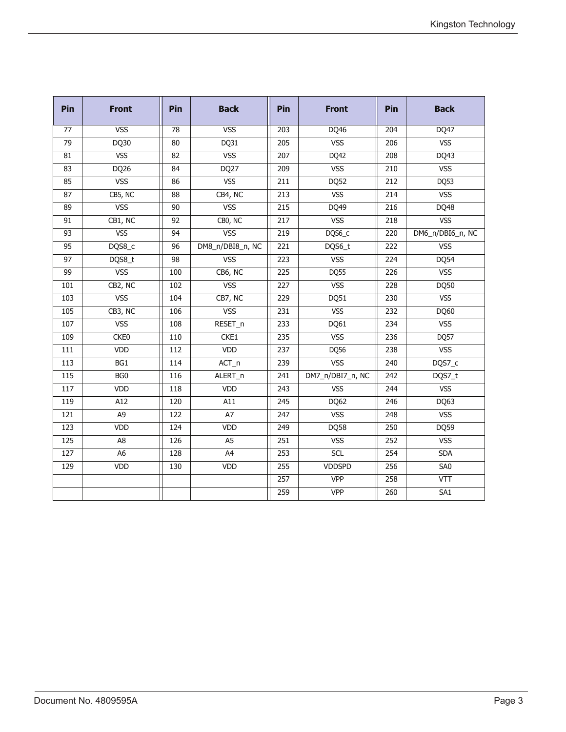| Pin | Front | Pin | Back | Pin | Front | Pin | Back |
|---|---|---|---|---|---|---|---|
| 77 | VSS | 78 | VSS | 203 | DQ46 | 204 | DQ47 |
| 79 | DQ30 | 80 | DQ31 | 205 | VSS | 206 | VSS |
| 81 | VSS | 82 | VSS | 207 | DQ42 | 208 | DQ43 |
| 83 | DQ26 | 84 | DQ27 | 209 | VSS | 210 | VSS |
| 85 | VSS | 86 | VSS | 211 | DQ52 | 212 | DQ53 |
| 87 | CB5, NC | 88 | CB4, NC | 213 | VSS | 214 | VSS |
| 89 | VSS | 90 | VSS | 215 | DQ49 | 216 | DQ48 |
| 91 | CB1, NC | 92 | CB0, NC | 217 | VSS | 218 | VSS |
| 93 | VSS | 94 | VSS | 219 | DQS6_c | 220 | DM6_n/DBI6_n, NC |
| 95 | DQS8_c | 96 | DM8_n/DBI8_n, NC | 221 | DQS6_t | 222 | VSS |
| 97 | DQS8_t | 98 | VSS | 223 | VSS | 224 | DQ54 |
| 99 | VSS | 100 | CB6, NC | 225 | DQ55 | 226 | VSS |
| 101 | CB2, NC | 102 | VSS | 227 | VSS | 228 | DQ50 |
| 103 | VSS | 104 | CB7, NC | 229 | DQ51 | 230 | VSS |
| 105 | CB3, NC | 106 | VSS | 231 | VSS | 232 | DQ60 |
| 107 | VSS | 108 | RESET_n | 233 | DQ61 | 234 | VSS |
| 109 | CKE0 | 110 | CKE1 | 235 | VSS | 236 | DQ57 |
| 111 | VDD | 112 | VDD | 237 | DQ56 | 238 | VSS |
| 113 | BG1 | 114 | ACT_n | 239 | VSS | 240 | DQS7_c |
| 115 | BG0 | 116 | ALERT_n | 241 | DM7_n/DBI7_n, NC | 242 | DQS7_t |
| 117 | VDD | 118 | VDD | 243 | VSS | 244 | VSS |
| 119 | A12 | 120 | A11 | 245 | DQ62 | 246 | DQ63 |
| 121 | A9 | 122 | A7 | 247 | VSS | 248 | VSS |
| 123 | VDD | 124 | VDD | 249 | DQ58 | 250 | DQ59 |
| 125 | A8 | 126 | A5 | 251 | VSS | 252 | VSS |
| 127 | A6 | 128 | A4 | 253 | SCL | 254 | SDA |
| 129 | VDD | 130 | VDD | 255 | VDDSPD | 256 | SA0 |
| | | | | 257 | VPP | 258 | VTT |
| | | | | 259 | VPP | 260 | SA1 |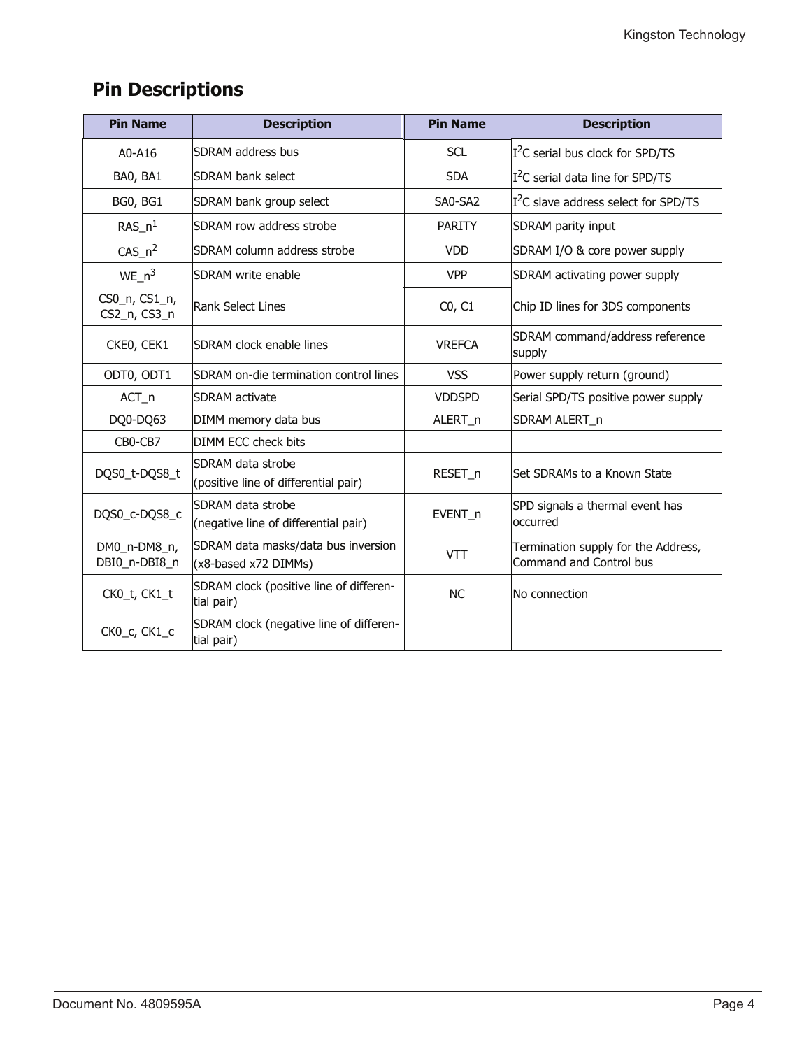## Pin Descriptions

| Pin Name | Description | Pin Name | Description |
| --- | --- | --- | --- |
| A0-A16 | SDRAM address bus | SCL | $I^2C$ serial bus clock for SPD/TS |
| BA0, BA1 | SDRAM bank select | SDA | $I^2C$ serial data line for SPD/TS |
| BG0, BG1 | SDRAM bank group select | SA0-SA2 | $I^2C$ slave address select for SPD/TS |
| RAS_n[1] | SDRAM row address strobe | PARITY | SDRAM parity input |
| CAS_n[2] | SDRAM column address strobe | VDD | SDRAM I/O & core power supply |
| WE_n[3] | SDRAM write enable | VPP | SDRAM activating power supply |
| CS0_n, CS1_n, CS2_n, CS3_n | Rank Select Lines | C0, C1 | Chip ID lines for 3DS components |
| CKE0, CEK1 | SDRAM clock enable lines | VREFCA | SDRAM command/address reference supply |
| ODT0, ODT1 | SDRAM on-die termination control lines | VSS | Power supply return (ground) |
| ACT_n | SDRAM activate | VDDSPD | Serial SPD/TS positive power supply |
| DQ0-DQ63 | DIMM memory data bus | ALERT_n | SDRAM ALERT_n |
| CB0-CB7 | DIMM ECC check bits | | |
| DQS0_t-DQS8_t | SDRAM data strobe (positive line of differential pair) | RESET_n | Set SDRAMs to a Known State |
| DQS0_c-DQS8_c | SDRAM data strobe (negative line of differential pair) | EVENT_n | SPD signals a thermal event has occurred |
| DM0_n-DM8_n, DBI0_n-DBI8_n | SDRAM data masks/data bus inversion (x8-based x72 DIMMs) | VTT | Termination supply for the Address, Command and Control bus |
| CK0_t, CK1_t | SDRAM clock (positive line of differential pair) | NC | No connection |
| CK0_c, CK1_c | SDRAM clock (negative line of differential pair) | | |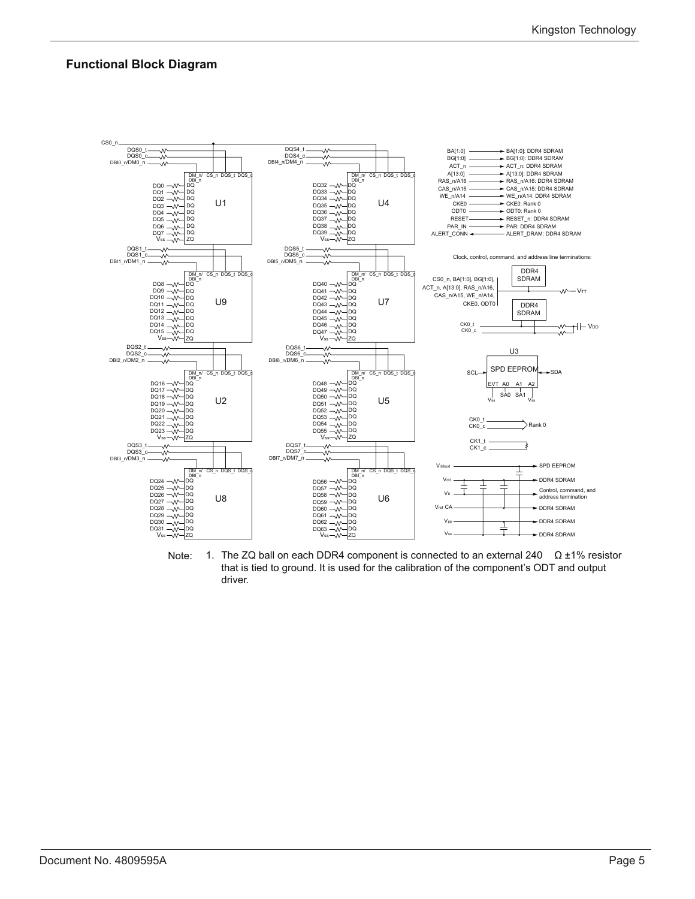## Functional Block Diagram

Note: 1. The ZQ ball on each DDR4 component is connected to an external 240 Ω ±1% resistor that is tied to ground. It is used for the calibration of the component's ODT and output driver.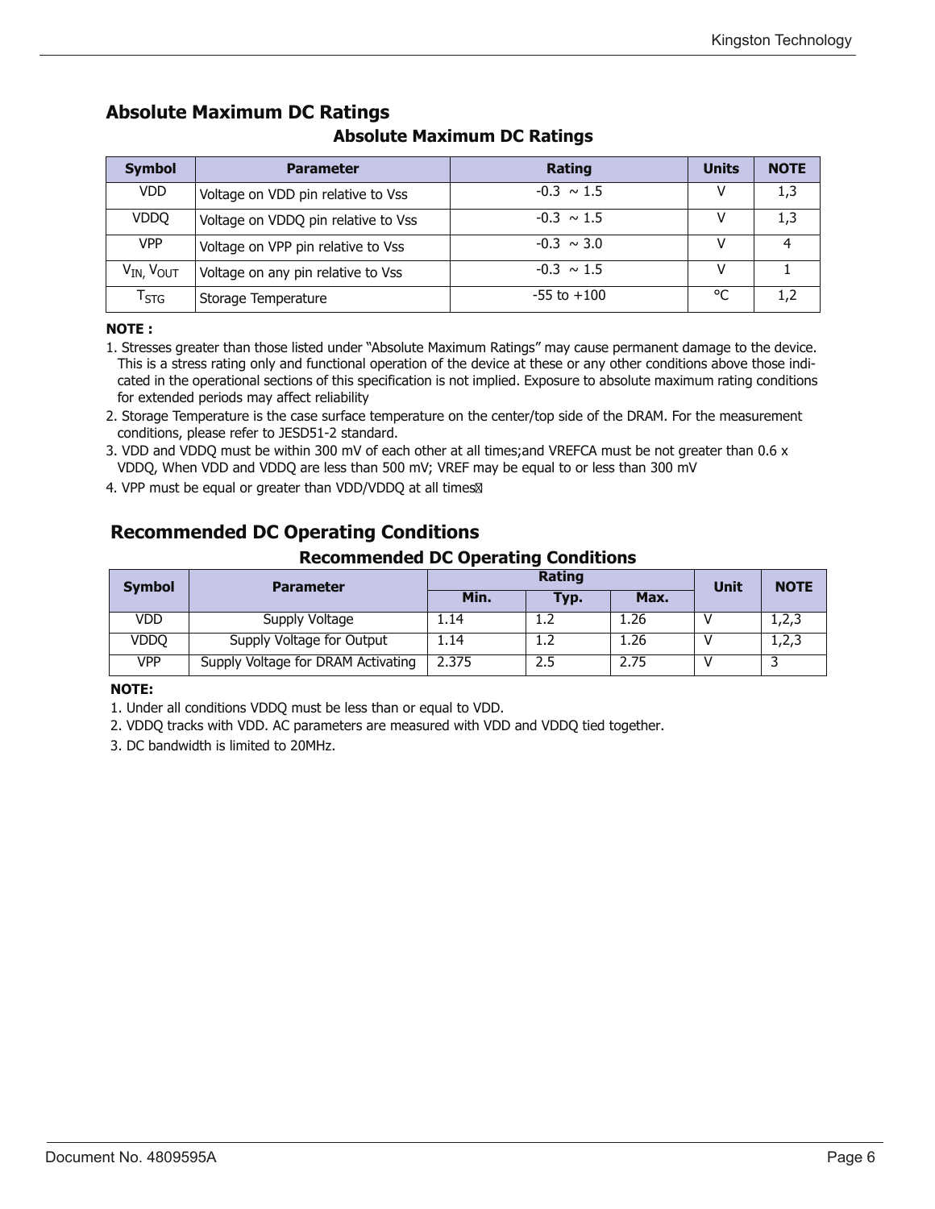## Absolute Maximum DC Ratings

**Absolute Maximum DC Ratings**

| Symbol | Parameter | Rating | Units | NOTE |
|---|---|---|---|---|
| VDD | Voltage on VDD pin relative to Vss | -0.3 ~ 1.5 | V | 1,3 |
| VDDQ | Voltage on VDDQ pin relative to Vss | -0.3 ~ 1.5 | V | 1,3 |
| VPP | Voltage on VPP pin relative to Vss | -0.3 ~ 3.0 | V | 4 |
| $V_{IN}$, $V_{OUT}$ | Voltage on any pin relative to Vss | -0.3 ~ 1.5 | V | 1 |
| $T_{STG}$ | Storage Temperature | -55 to +100 | °C | 1,2 |

**NOTE :**

1. Stresses greater than those listed under "Absolute Maximum Ratings" may cause permanent damage to the device. This is a stress rating only and functional operation of the device at these or any other conditions above those indicated in the operational sections of this specification is not implied. Exposure to absolute maximum rating conditions for extended periods may affect reliability
2. Storage Temperature is the case surface temperature on the center/top side of the DRAM. For the measurement conditions, please refer to JESD51-2 standard.
3. VDD and VDDQ must be within 300 mV of each other at all times;and VREFCA must be not greater than 0.6 x VDDQ, When VDD and VDDQ are less than 500 mV; VREF may be equal to or less than 300 mV
4. VPP must be equal or greater than VDD/VDDQ at all times

## Recommended DC Operating Conditions

**Recommended DC Operating Conditions**

| Symbol | Parameter | Rating | | | Unit | NOTE |
|---|---|---|---|---|---|---|
| | | Min. | Typ. | Max. | | |
| VDD | Supply Voltage | 1.14 | 1.2 | 1.26 | V | 1,2,3 |
| VDDQ | Supply Voltage for Output | 1.14 | 1.2 | 1.26 | V | 1,2,3 |
| VPP | Supply Voltage for DRAM Activating | 2.375 | 2.5 | 2.75 | V | 3 |

**NOTE:**

1. Under all conditions VDDQ must be less than or equal to VDD.
2. VDDQ tracks with VDD. AC parameters are measured with VDD and VDDQ tied together.
3. DC bandwidth is limited to 20MHz.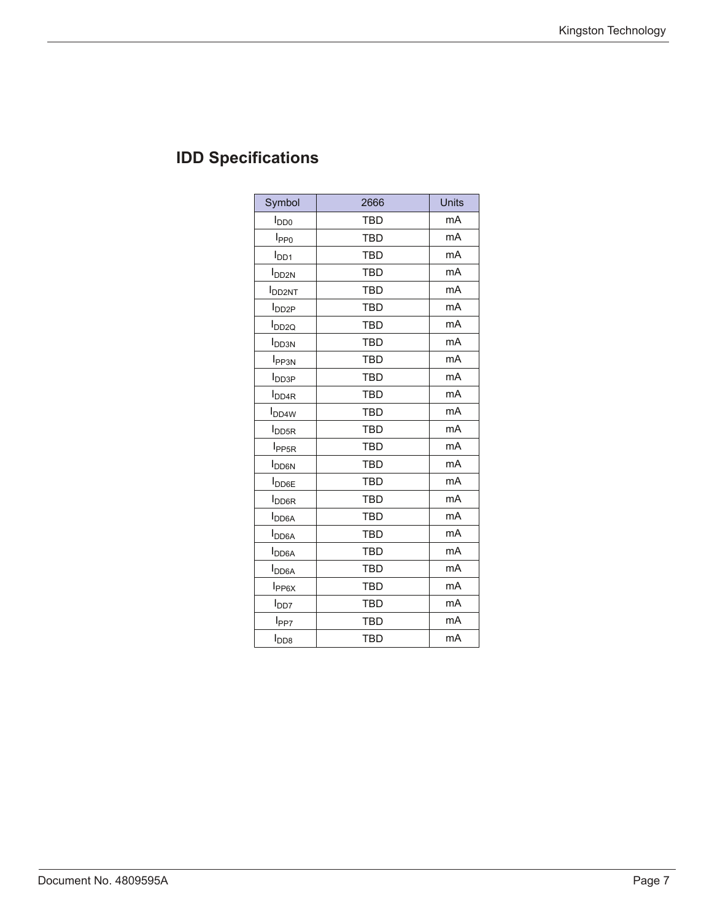## IDD Specifications

| Symbol | 2666 | Units |
|---|---|---|
| $I_{DD0}$ | TBD | mA |
| $I_{PP0}$ | TBD | mA |
| $I_{DD1}$ | TBD | mA |
| $I_{DD2N}$ | TBD | mA |
| $I_{DD2NT}$ | TBD | mA |
| $I_{DD2P}$ | TBD | mA |
| $I_{DD2Q}$ | TBD | mA |
| $I_{DD3N}$ | TBD | mA |
| $I_{PP3N}$ | TBD | mA |
| $I_{DD3P}$ | TBD | mA |
| $I_{DD4R}$ | TBD | mA |
| $I_{DD4W}$ | TBD | mA |
| $I_{DD5R}$ | TBD | mA |
| $I_{PP5R}$ | TBD | mA |
| $I_{DD6N}$ | TBD | mA |
| $I_{DD6E}$ | TBD | mA |
| $I_{DD6R}$ | TBD | mA |
| $I_{DD6A}$ | TBD | mA |
| $I_{DD6A}$ | TBD | mA |
| $I_{DD6A}$ | TBD | mA |
| $I_{DD6A}$ | TBD | mA |
| $I_{PP6X}$ | TBD | mA |
| $I_{DD7}$ | TBD | mA |
| $I_{PP7}$ | TBD | mA |
| $I_{DD8}$ | TBD | mA |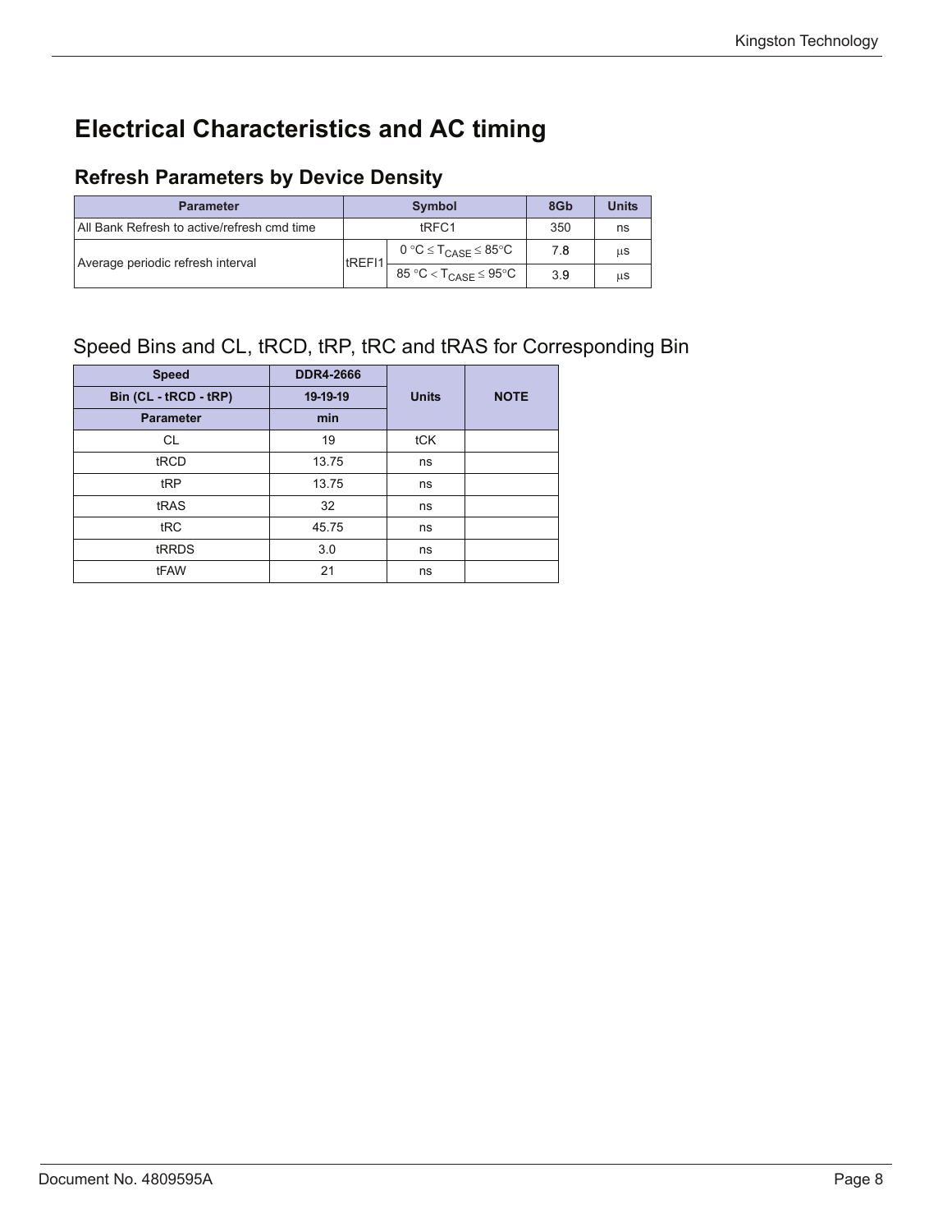# Electrical Characteristics and AC timing

## Refresh Parameters by Device Density

| Parameter | Symbol | | 8Gb | Units |
|---|---|---|---|---|
| All Bank Refresh to active/refresh cmd time | tRFC1 | | 350 | ns |
| Average periodic refresh interval | tREFI1 | $0\,°C \le T_{CASE} \le 85°C$ | 7.8 | μs |
| | | $85\,°C < T_{CASE} \le 95°C$ | 3.9 | μs |

## Speed Bins and CL, tRCD, tRP, tRC and tRAS for Corresponding Bin

| Speed | DDR4-2666 | Units | NOTE |
|---|---|---|---|
| Bin (CL - tRCD - tRP) | 19-19-19 | | |
| Parameter | min | | |
| CL | 19 | tCK | |
| tRCD | 13.75 | ns | |
| tRP | 13.75 | ns | |
| tRAS | 32 | ns | |
| tRC | 45.75 | ns | |
| tRRDS | 3.0 | ns | |
| tFAW | 21 | ns | |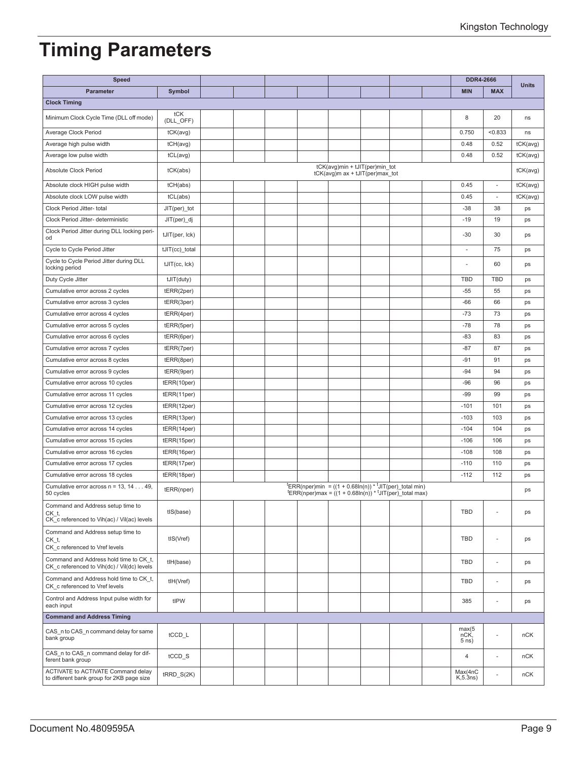# Timing Parameters

| Speed | | | | | | | | | | DDR4-2666 | | Units |
|---|---|---|---|---|---|---|---|---|---|---|---|---|
| Parameter | Symbol | | | | | | | | | MIN | MAX | |
| **Clock Timing** | | | | | | | | | | | | |
| Minimum Clock Cycle Time (DLL off mode) | tCK (DLL_OFF) | | | | | | | | | 8 | 20 | ns |
| Average Clock Period | tCK(avg) | | | | | | | | | 0.750 | <0.833 | ns |
| Average high pulse width | tCH(avg) | | | | | | | | | 0.48 | 0.52 | tCK(avg) |
| Average low pulse width | tCL(avg) | | | | | | | | | 0.48 | 0.52 | tCK(avg) |
| Absolute Clock Period | tCK(abs) | tCK(avg)min + tJIT(per)min_tot<br>tCK(avg)m ax + tJIT(per)max_tot | | | | | | | | | | tCK(avg) |
| Absolute clock HIGH pulse width | tCH(abs) | | | | | | | | | 0.45 | - | tCK(avg) |
| Absolute clock LOW pulse width | tCL(abs) | | | | | | | | | 0.45 | - | tCK(avg) |
| Clock Period Jitter- total | JIT(per)_tot | | | | | | | | | -38 | 38 | ps |
| Clock Period Jitter- deterministic | JIT(per)_dj | | | | | | | | | -19 | 19 | ps |
| Clock Period Jitter during DLL locking period | tJIT(per, lck) | | | | | | | | | -30 | 30 | ps |
| Cycle to Cycle Period Jitter | tJIT(cc)_total | | | | | | | | | - | 75 | ps |
| Cycle to Cycle Period Jitter during DLL locking period | tJIT(cc, lck) | | | | | | | | | - | 60 | ps |
| Duty Cycle Jitter | tJIT(duty) | | | | | | | | | TBD | TBD | ps |
| Cumulative error across 2 cycles | tERR(2per) | | | | | | | | | -55 | 55 | ps |
| Cumulative error across 3 cycles | tERR(3per) | | | | | | | | | -66 | 66 | ps |
| Cumulative error across 4 cycles | tERR(4per) | | | | | | | | | -73 | 73 | ps |
| Cumulative error across 5 cycles | tERR(5per) | | | | | | | | | -78 | 78 | ps |
| Cumulative error across 6 cycles | tERR(6per) | | | | | | | | | -83 | 83 | ps |
| Cumulative error across 7 cycles | tERR(7per) | | | | | | | | | -87 | 87 | ps |
| Cumulative error across 8 cycles | tERR(8per) | | | | | | | | | -91 | 91 | ps |
| Cumulative error across 9 cycles | tERR(9per) | | | | | | | | | -94 | 94 | ps |
| Cumulative error across 10 cycles | tERR(10per) | | | | | | | | | -96 | 96 | ps |
| Cumulative error across 11 cycles | tERR(11per) | | | | | | | | | -99 | 99 | ps |
| Cumulative error across 12 cycles | tERR(12per) | | | | | | | | | -101 | 101 | ps |
| Cumulative error across 13 cycles | tERR(13per) | | | | | | | | | -103 | 103 | ps |
| Cumulative error across 14 cycles | tERR(14per) | | | | | | | | | -104 | 104 | ps |
| Cumulative error across 15 cycles | tERR(15per) | | | | | | | | | -106 | 106 | ps |
| Cumulative error across 16 cycles | tERR(16per) | | | | | | | | | -108 | 108 | ps |
| Cumulative error across 17 cycles | tERR(17per) | | | | | | | | | -110 | 110 | ps |
| Cumulative error across 18 cycles | tERR(18per) | | | | | | | | | -112 | 112 | ps |
| Cumulative error across n = 13, 14 . . . 49, 50 cycles | tERR(nper) | tERR(nper)min = ((1 + 0.68ln(n)) * tJIT(per)_total min)<br>tERR(nper)max = ((1 + 0.68ln(n)) * tJIT(per)_total max) | | | | | | | | | | ps |
| Command and Address setup time to CK_t, CK_c referenced to Vih(ac) / Vil(ac) levels | tIS(base) | | | | | | | | | TBD | - | ps |
| Command and Address setup time to CK_t, CK_c referenced to Vref levels | tIS(Vref) | | | | | | | | | TBD | - | ps |
| Command and Address hold time to CK_t, CK_c referenced to Vih(dc) / Vil(dc) levels | tIH(base) | | | | | | | | | TBD | - | ps |
| Command and Address hold time to CK_t, CK_c referenced to Vref levels | tIH(Vref) | | | | | | | | | TBD | - | ps |
| Control and Address Input pulse width for each input | tIPW | | | | | | | | | 385 | - | ps |
| **Command and Address Timing** | | | | | | | | | | | | |
| CAS_n to CAS_n command delay for same bank group | tCCD_L | | | | | | | | | max(5 nCK, 5 ns) | - | nCK |
| CAS_n to CAS_n command delay for different bank group | tCCD_S | | | | | | | | | 4 | - | nCK |
| ACTIVATE to ACTIVATE Command delay to different bank group for 2KB page size | tRRD_S(2K) | | | | | | | | | Max(4nCK,5.3ns) | - | nCK |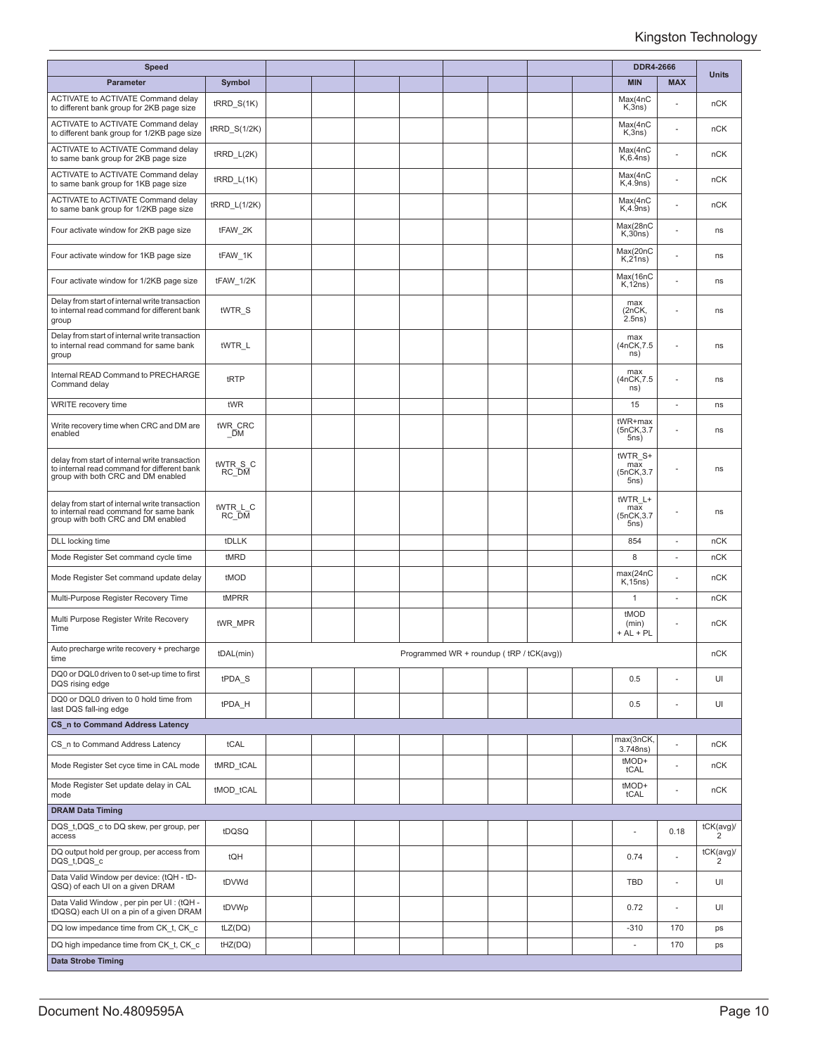| Speed | | | | | | | | | | DDR4-2666 | | Units |
|---|---|---|---|---|---|---|---|---|---|---|---|---|
| Parameter | Symbol | | | | | | | | | MIN | MAX | |
| ACTIVATE to ACTIVATE Command delay to different bank group for 2KB page size | tRRD_S(1K) | | | | | | | | | Max(4nCK,3ns) | - | nCK |
| ACTIVATE to ACTIVATE Command delay to different bank group for 1/2KB page size | tRRD_S(1/2K) | | | | | | | | | Max(4nCK,3ns) | - | nCK |
| ACTIVATE to ACTIVATE Command delay to same bank group for 2KB page size | tRRD_L(2K) | | | | | | | | | Max(4nCK,6.4ns) | - | nCK |
| ACTIVATE to ACTIVATE Command delay to same bank group for 1KB page size | tRRD_L(1K) | | | | | | | | | Max(4nCK,4.9ns) | - | nCK |
| ACTIVATE to ACTIVATE Command delay to same bank group for 1/2KB page size | tRRD_L(1/2K) | | | | | | | | | Max(4nCK,4.9ns) | - | nCK |
| Four activate window for 2KB page size | tFAW_2K | | | | | | | | | Max(28nCK,30ns) | - | ns |
| Four activate window for 1KB page size | tFAW_1K | | | | | | | | | Max(20nCK,21ns) | - | ns |
| Four activate window for 1/2KB page size | tFAW_1/2K | | | | | | | | | Max(16nCK,12ns) | - | ns |
| Delay from start of internal write transaction to internal read command for different bank group | tWTR_S | | | | | | | | | max (2nCK, 2.5ns) | - | ns |
| Delay from start of internal write transaction to internal read command for same bank group | tWTR_L | | | | | | | | | max (4nCK,7.5 ns) | - | ns |
| Internal READ Command to PRECHARGE Command delay | tRTP | | | | | | | | | max (4nCK,7.5 ns) | - | ns |
| WRITE recovery time | tWR | | | | | | | | | 15 | - | ns |
| Write recovery time when CRC and DM are enabled | tWR_CRC_DM | | | | | | | | | tWR+max (5nCK,3.75ns) | - | ns |
| delay from start of internal write transaction to internal read command for different bank group with both CRC and DM enabled | tWTR_S_CRC_DM | | | | | | | | | tWTR_S+ max (5nCK,3.75ns) | - | ns |
| delay from start of internal write transaction to internal read command for same bank group with both CRC and DM enabled | tWTR_L_CRC_DM | | | | | | | | | tWTR_L+ max (5nCK,3.75ns) | - | ns |
| DLL locking time | tDLLK | | | | | | | | | 854 | - | nCK |
| Mode Register Set command cycle time | tMRD | | | | | | | | | 8 | - | nCK |
| Mode Register Set command update delay | tMOD | | | | | | | | | max(24nCK,15ns) | - | nCK |
| Multi-Purpose Register Recovery Time | tMPRR | | | | | | | | | 1 | - | nCK |
| Multi Purpose Register Write Recovery Time | tWR_MPR | | | | | | | | | tMOD (min) + AL + PL | - | nCK |
| Auto precharge write recovery + precharge time | tDAL(min) | Programmed WR + roundup ( tRP / tCK(avg)) | | | | | | | | | | nCK |
| DQ0 or DQL0 driven to 0 set-up time to first DQS rising edge | tPDA_S | | | | | | | | | 0.5 | - | UI |
| DQ0 or DQL0 driven to 0 hold time from last DQS fall-ing edge | tPDA_H | | | | | | | | | 0.5 | - | UI |
| **CS_n to Command Address Latency** | | | | | | | | | | | | |
| CS_n to Command Address Latency | tCAL | | | | | | | | | max(3nCK, 3.748ns) | - | nCK |
| Mode Register Set cyce time in CAL mode | tMRD_tCAL | | | | | | | | | tMOD+ tCAL | - | nCK |
| Mode Register Set update delay in CAL mode | tMOD_tCAL | | | | | | | | | tMOD+ tCAL | - | nCK |
| **DRAM Data Timing** | | | | | | | | | | | | |
| DQS_t,DQS_c to DQ skew, per group, per access | tDQSQ | | | | | | | | | - | 0.18 | tCK(avg)/2 |
| DQ output hold per group, per access from DQS_t,DQS_c | tQH | | | | | | | | | 0.74 | - | tCK(avg)/2 |
| Data Valid Window per device: (tQH - tDQSQ) of each UI on a given DRAM | tDVWd | | | | | | | | | TBD | - | UI |
| Data Valid Window , per pin per UI : (tQH - tDQSQ) each UI on a pin of a given DRAM | tDVWp | | | | | | | | | 0.72 | - | UI |
| DQ low impedance time from CK_t, CK_c | tLZ(DQ) | | | | | | | | | -310 | 170 | ps |
| DQ high impedance time from CK_t, CK_c | tHZ(DQ) | | | | | | | | | - | 170 | ps |
| **Data Strobe Timing** | | | | | | | | | | | | |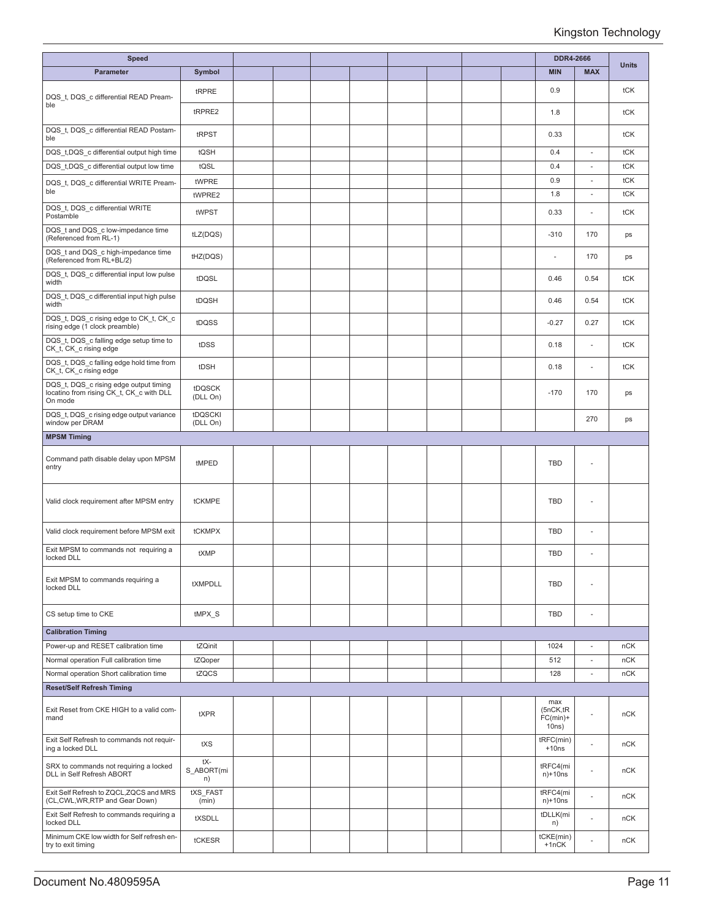| Speed | | | | | | | | | | DDR4-2666 | | Units |
|---|---|---|---|---|---|---|---|---|---|---|---|---|
| Parameter | Symbol | | | | | | | | | MIN | MAX | |
| DQS_t, DQS_c differential READ Preamble | tRPRE | | | | | | | | | 0.9 | | tCK |
| | tRPRE2 | | | | | | | | | 1.8 | | tCK |
| DQS_t, DQS_c differential READ Postamble | tRPST | | | | | | | | | 0.33 | | tCK |
| DQS_t,DQS_c differential output high time | tQSH | | | | | | | | | 0.4 | - | tCK |
| DQS_t,DQS_c differential output low time | tQSL | | | | | | | | | 0.4 | - | tCK |
| DQS_t, DQS_c differential WRITE Preamble | tWPRE | | | | | | | | | 0.9 | - | tCK |
| | tWPRE2 | | | | | | | | | 1.8 | - | tCK |
| DQS_t, DQS_c differential WRITE Postamble | tWPST | | | | | | | | | 0.33 | - | tCK |
| DQS_t and DQS_c low-impedance time (Referenced from RL-1) | tLZ(DQS) | | | | | | | | | -310 | 170 | ps |
| DQS_t and DQS_c high-impedance time (Referenced from RL+BL/2) | tHZ(DQS) | | | | | | | | | - | 170 | ps |
| DQS_t, DQS_c differential input low pulse width | tDQSL | | | | | | | | | 0.46 | 0.54 | tCK |
| DQS_t, DQS_c differential input high pulse width | tDQSH | | | | | | | | | 0.46 | 0.54 | tCK |
| DQS_t, DQS_c rising edge to CK_t, CK_c rising edge (1 clock preamble) | tDQSS | | | | | | | | | -0.27 | 0.27 | tCK |
| DQS_t, DQS_c falling edge setup time to CK_t, CK_c rising edge | tDSS | | | | | | | | | 0.18 | - | tCK |
| DQS_t, DQS_c falling edge hold time from CK_t, CK_c rising edge | tDSH | | | | | | | | | 0.18 | - | tCK |
| DQS_t, DQS_c rising edge output timing locatino from rising CK_t, CK_c with DLL On mode | tDQSCK (DLL On) | | | | | | | | | -170 | 170 | ps |
| DQS_t, DQS_c rising edge output variance window per DRAM | tDQSCKI (DLL On) | | | | | | | | | | 270 | ps |
| **MPSM Timing** | | | | | | | | | | | | |
| Command path disable delay upon MPSM entry | tMPED | | | | | | | | | TBD | - | |
| Valid clock requirement after MPSM entry | tCKMPE | | | | | | | | | TBD | - | |
| Valid clock requirement before MPSM exit | tCKMPX | | | | | | | | | TBD | - | |
| Exit MPSM to commands not requiring a locked DLL | tXMP | | | | | | | | | TBD | - | |
| Exit MPSM to commands requiring a locked DLL | tXMPDLL | | | | | | | | | TBD | - | |
| CS setup time to CKE | tMPX_S | | | | | | | | | TBD | - | |
| **Calibration Timing** | | | | | | | | | | | | |
| Power-up and RESET calibration time | tZQinit | | | | | | | | | 1024 | - | nCK |
| Normal operation Full calibration time | tZQoper | | | | | | | | | 512 | - | nCK |
| Normal operation Short calibration time | tZQCS | | | | | | | | | 128 | - | nCK |
| **Reset/Self Refresh Timing** | | | | | | | | | | | | |
| Exit Reset from CKE HIGH to a valid command | tXPR | | | | | | | | | max (5nCK,tRFC(min)+10ns) | - | nCK |
| Exit Self Refresh to commands not requiring a locked DLL | tXS | | | | | | | | | tRFC(min)+10ns | - | nCK |
| SRX to commands not requiring a locked DLL in Self Refresh ABORT | tXS_ABORT(min) | | | | | | | | | tRFC4(min)+10ns | - | nCK |
| Exit Self Refresh to ZQCL,ZQCS and MRS (CL,CWL,WR,RTP and Gear Down) | tXS_FAST (min) | | | | | | | | | tRFC4(min)+10ns | - | nCK |
| Exit Self Refresh to commands requiring a locked DLL | tXSDLL | | | | | | | | | tDLLK(min) | - | nCK |
| Minimum CKE low width for Self refresh entry to exit timing | tCKESR | | | | | | | | | tCKE(min)+1nCK | - | nCK |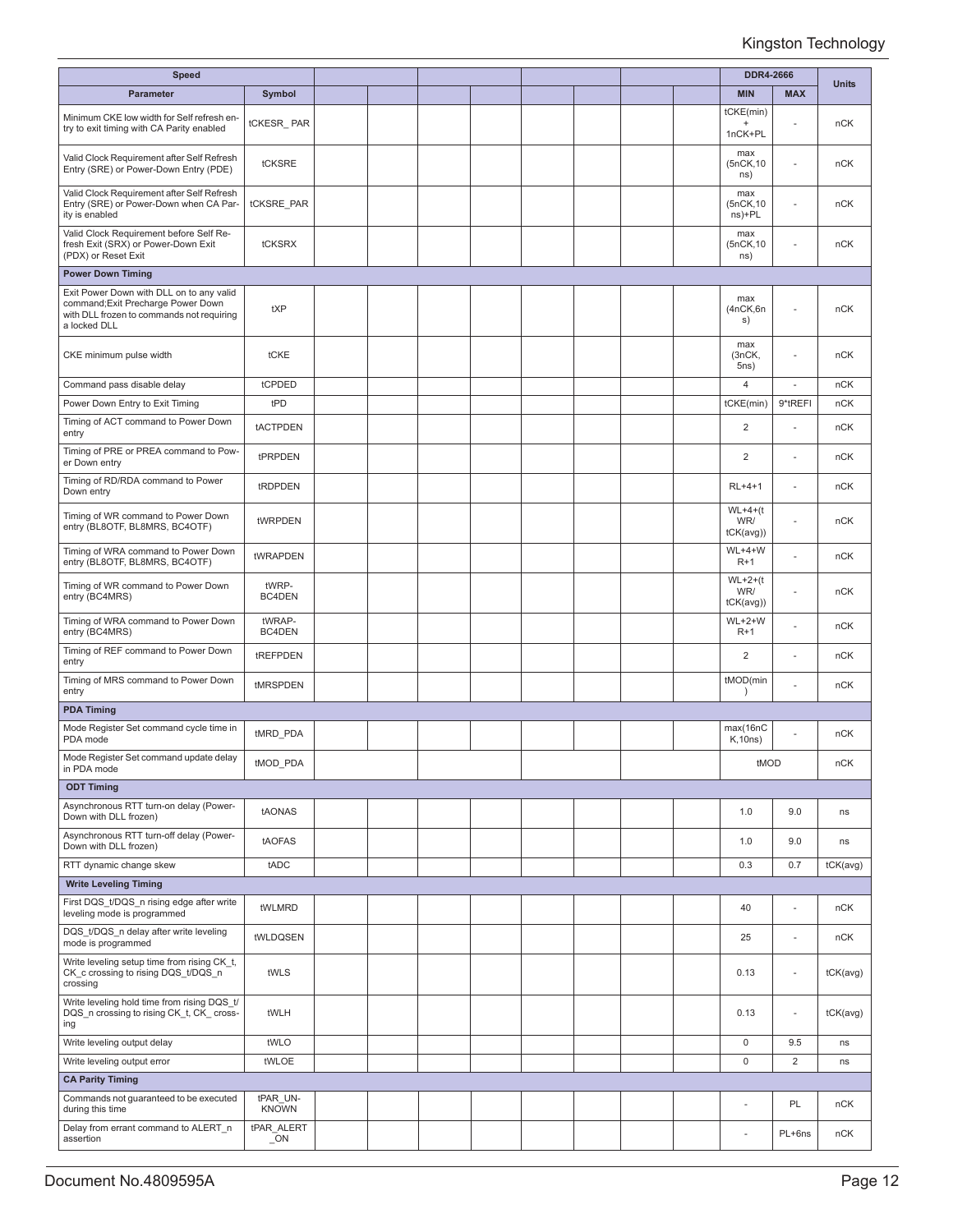| Speed | | | | | | | | | | DDR4-2666 | | Units |
|---|---|---|---|---|---|---|---|---|---|---|---|---|
| Parameter | Symbol | | | | | | | | | MIN | MAX | |
| Minimum CKE low width for Self refresh entry to exit timing with CA Parity enabled | tCKESR_ PAR | | | | | | | | | tCKE(min) + 1nCK+PL | - | nCK |
| Valid Clock Requirement after Self Refresh Entry (SRE) or Power-Down Entry (PDE) | tCKSRE | | | | | | | | | max (5nCK,10 ns) | - | nCK |
| Valid Clock Requirement after Self Refresh Entry (SRE) or Power-Down when CA Parity is enabled | tCKSRE_PAR | | | | | | | | | max (5nCK,10 ns)+PL | - | nCK |
| Valid Clock Requirement before Self Refresh Exit (SRX) or Power-Down Exit (PDX) or Reset Exit | tCKSRX | | | | | | | | | max (5nCK,10 ns) | - | nCK |
| **Power Down Timing** | | | | | | | | | | | | |
| Exit Power Down with DLL on to any valid command;Exit Precharge Power Down with DLL frozen to commands not requiring a locked DLL | tXP | | | | | | | | | max (4nCK,6ns) | - | nCK |
| CKE minimum pulse width | tCKE | | | | | | | | | max (3nCK, 5ns) | - | nCK |
| Command pass disable delay | tCPDED | | | | | | | | | 4 | - | nCK |
| Power Down Entry to Exit Timing | tPD | | | | | | | | | tCKE(min) | 9*tREFI | nCK |
| Timing of ACT command to Power Down entry | tACTPDEN | | | | | | | | | 2 | - | nCK |
| Timing of PRE or PREA command to Power Down entry | tPRPDEN | | | | | | | | | 2 | - | nCK |
| Timing of RD/RDA command to Power Down entry | tRDPDEN | | | | | | | | | RL+4+1 | - | nCK |
| Timing of WR command to Power Down entry (BL8OTF, BL8MRS, BC4OTF) | tWRPDEN | | | | | | | | | WL+4+(tWR/ tCK(avg)) | - | nCK |
| Timing of WRA command to Power Down entry (BL8OTF, BL8MRS, BC4OTF) | tWRAPDEN | | | | | | | | | WL+4+WR+1 | - | nCK |
| Timing of WR command to Power Down entry (BC4MRS) | tWRPBC4DEN | | | | | | | | | WL+2+(tWR/ tCK(avg)) | - | nCK |
| Timing of WRA command to Power Down entry (BC4MRS) | tWRAPBC4DEN | | | | | | | | | WL+2+WR+1 | - | nCK |
| Timing of REF command to Power Down entry | tREFPDEN | | | | | | | | | 2 | - | nCK |
| Timing of MRS command to Power Down entry | tMRSPDEN | | | | | | | | | tMOD(min) | - | nCK |
| **PDA Timing** | | | | | | | | | | | | |
| Mode Register Set command cycle time in PDA mode | tMRD_PDA | | | | | | | | | max(16nCK,10ns) | - | nCK |
| Mode Register Set command update delay in PDA mode | tMOD_PDA | | | | | | | | | tMOD | | nCK |
| **ODT Timing** | | | | | | | | | | | | |
| Asynchronous RTT turn-on delay (Power-Down with DLL frozen) | tAONAS | | | | | | | | | 1.0 | 9.0 | ns |
| Asynchronous RTT turn-off delay (Power-Down with DLL frozen) | tAOFAS | | | | | | | | | 1.0 | 9.0 | ns |
| RTT dynamic change skew | tADC | | | | | | | | | 0.3 | 0.7 | tCK(avg) |
| **Write Leveling Timing** | | | | | | | | | | | | |
| First DQS_t/DQS_n rising edge after write leveling mode is programmed | tWLMRD | | | | | | | | | 40 | - | nCK |
| DQS_t/DQS_n delay after write leveling mode is programmed | tWLDQSEN | | | | | | | | | 25 | - | nCK |
| Write leveling setup time from rising CK_t, CK_c crossing to rising DQS_t/DQS_n crossing | tWLS | | | | | | | | | 0.13 | - | tCK(avg) |
| Write leveling hold time from rising DQS_t/ DQS_n crossing to rising CK_t, CK_ crossing | tWLH | | | | | | | | | 0.13 | - | tCK(avg) |
| Write leveling output delay | tWLO | | | | | | | | | 0 | 9.5 | ns |
| Write leveling output error | tWLOE | | | | | | | | | 0 | 2 | ns |
| **CA Parity Timing** | | | | | | | | | | | | |
| Commands not guaranteed to be executed during this time | tPAR_UNKNOWN | | | | | | | | | - | PL | nCK |
| Delay from errant command to ALERT_n assertion | tPAR_ALERT_ON | | | | | | | | | - | PL+6ns | nCK |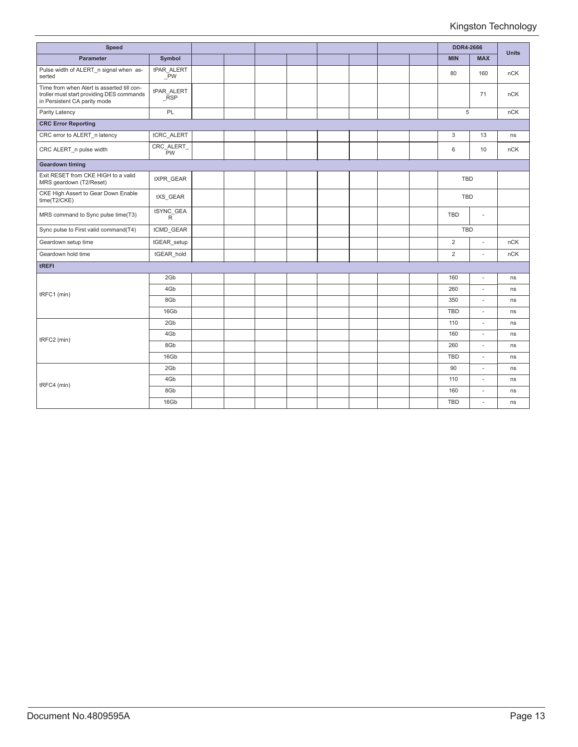| Speed | | | | | | | | | | DDR4-2666 | | Units |
|---|---|---|---|---|---|---|---|---|---|---|---|---|
| Parameter | Symbol | | | | | | | | | MIN | MAX | |
| Pulse width of ALERT_n signal when asserted | tPAR_ALERT_PW | | | | | | | | | 80 | 160 | nCK |
| Time from when Alert is asserted till controller must start providing DES commands in Persistent CA parity mode | tPAR_ALERT_RSP | | | | | | | | | | 71 | nCK |
| Parity Latency | PL | | | | | | | | | 5 | | nCK |
| **CRC Error Reporting** | | | | | | | | | | | | |
| CRC error to ALERT_n latency | tCRC_ALERT | | | | | | | | | 3 | 13 | ns |
| CRC ALERT_n pulse width | CRC_ALERT_PW | | | | | | | | | 6 | 10 | nCK |
| **Geardown timing** | | | | | | | | | | | | |
| Exit RESET from CKE HIGH to a valid MRS geardown (T2/Reset) | tXPR_GEAR | | | | | | | | | TBD | | |
| CKE High Assert to Gear Down Enable time(T2/CKE) | tXS_GEAR | | | | | | | | | TBD | | |
| MRS command to Sync pulse time(T3) | tSYNC_GEAR | | | | | | | | | TBD | - | |
| Sync pulse to First valid command(T4) | tCMD_GEAR | | | | | | | | | TBD | | |
| Geardown setup time | tGEAR_setup | | | | | | | | | 2 | - | nCK |
| Geardown hold time | tGEAR_hold | | | | | | | | | 2 | - | nCK |
| **tREFI** | | | | | | | | | | | | |
| tRFC1 (min) | 2Gb | | | | | | | | | 160 | - | ns |
| | 4Gb | | | | | | | | | 260 | - | ns |
| | 8Gb | | | | | | | | | 350 | - | ns |
| | 16Gb | | | | | | | | | TBD | - | ns |
| tRFC2 (min) | 2Gb | | | | | | | | | 110 | - | ns |
| | 4Gb | | | | | | | | | 160 | - | ns |
| | 8Gb | | | | | | | | | 260 | - | ns |
| | 16Gb | | | | | | | | | TBD | - | ns |
| tRFC4 (min) | 2Gb | | | | | | | | | 90 | - | ns |
| | 4Gb | | | | | | | | | 110 | - | ns |
| | 8Gb | | | | | | | | | 160 | - | ns |
| | 16Gb | | | | | | | | | TBD | - | ns |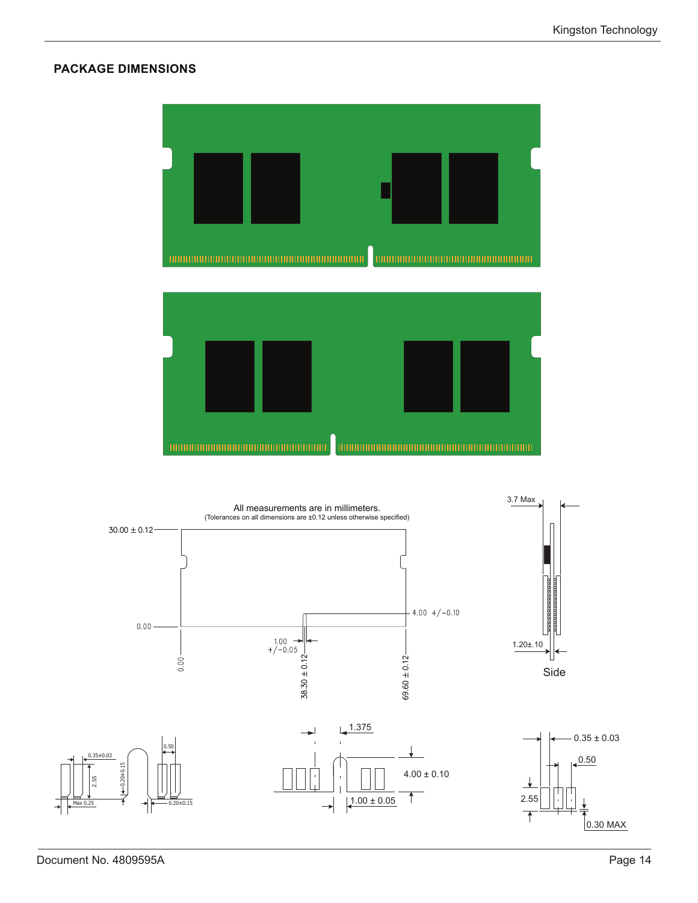## PACKAGE DIMENSIONS

All measurements are in millimeters.
(Tolerances on all dimensions are ±0.12 unless otherwise specified)

30.00 ± 0.12

0.00

4.00 +/−0.10

1.00 +/−0.05

0.00

38.30 ± 0.12

69.60 ± 0.12

3.7 Max

1.20±.10

Side

0.35±0.03

2.55

0.20±0.15

0.50

Max 0.25

0.20±0.15

1.375

4.00 ± 0.10

1.00 ± 0.05

0.35 ± 0.03

0.50

2.55

0.30 MAX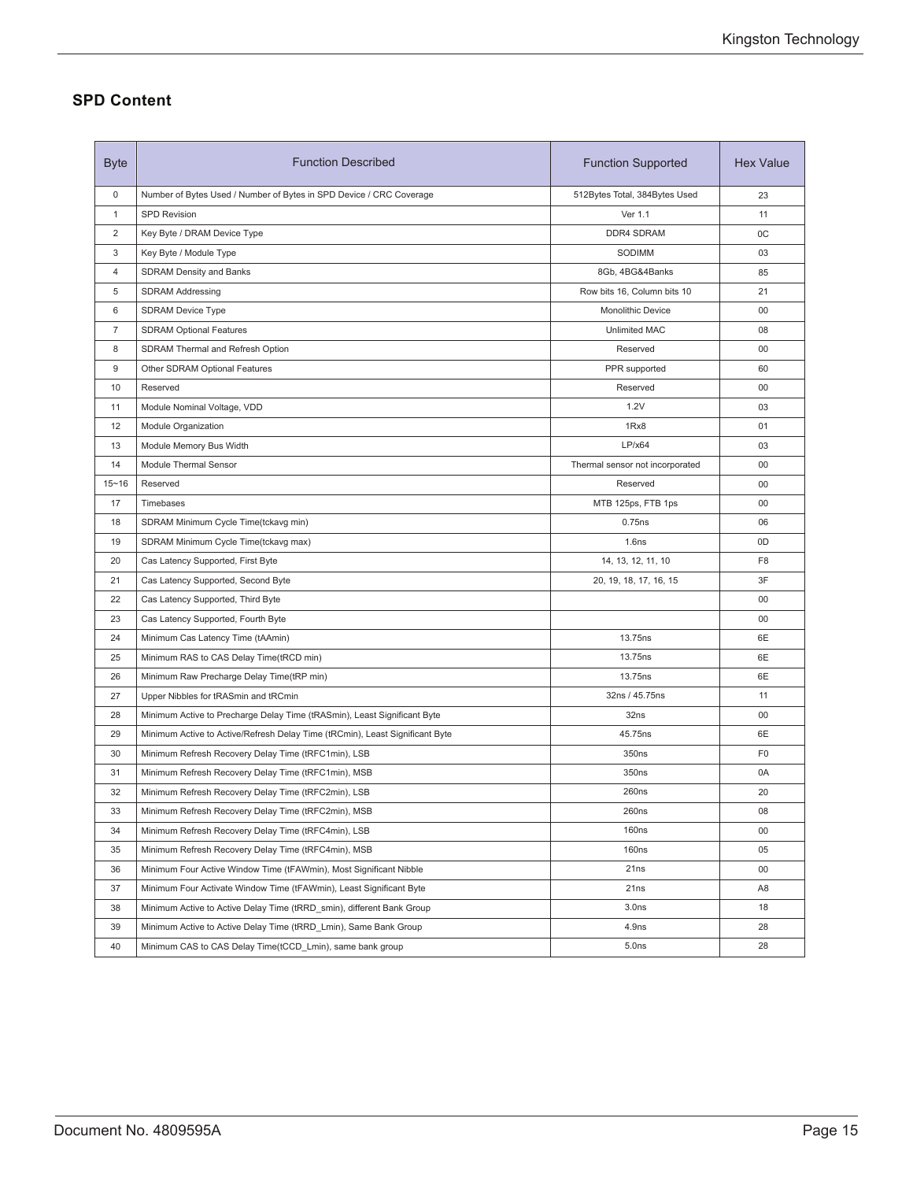## SPD Content

| Byte | Function Described | Function Supported | Hex Value |
|---|---|---|---|
| 0 | Number of Bytes Used / Number of Bytes in SPD Device / CRC Coverage | 512Bytes Total, 384Bytes Used | 23 |
| 1 | SPD Revision | Ver 1.1 | 11 |
| 2 | Key Byte / DRAM Device Type | DDR4 SDRAM | 0C |
| 3 | Key Byte / Module Type | SODIMM | 03 |
| 4 | SDRAM Density and Banks | 8Gb, 4BG&4Banks | 85 |
| 5 | SDRAM Addressing | Row bits 16, Column bits 10 | 21 |
| 6 | SDRAM Device Type | Monolithic Device | 00 |
| 7 | SDRAM Optional Features | Unlimited MAC | 08 |
| 8 | SDRAM Thermal and Refresh Option | Reserved | 00 |
| 9 | Other SDRAM Optional Features | PPR supported | 60 |
| 10 | Reserved | Reserved | 00 |
| 11 | Module Nominal Voltage, VDD | 1.2V | 03 |
| 12 | Module Organization | 1Rx8 | 01 |
| 13 | Module Memory Bus Width | LP/x64 | 03 |
| 14 | Module Thermal Sensor | Thermal sensor not incorporated | 00 |
| 15~16 | Reserved | Reserved | 00 |
| 17 | Timebases | MTB 125ps, FTB 1ps | 00 |
| 18 | SDRAM Minimum Cycle Time(tckavg min) | 0.75ns | 06 |
| 19 | SDRAM Minimum Cycle Time(tckavg max) | 1.6ns | 0D |
| 20 | Cas Latency Supported, First Byte | 14, 13, 12, 11, 10 | F8 |
| 21 | Cas Latency Supported, Second Byte | 20, 19, 18, 17, 16, 15 | 3F |
| 22 | Cas Latency Supported, Third Byte | | 00 |
| 23 | Cas Latency Supported, Fourth Byte | | 00 |
| 24 | Minimum Cas Latency Time (tAAmin) | 13.75ns | 6E |
| 25 | Minimum RAS to CAS Delay Time(tRCD min) | 13.75ns | 6E |
| 26 | Minimum Raw Precharge Delay Time(tRP min) | 13.75ns | 6E |
| 27 | Upper Nibbles for tRASmin and tRCmin | 32ns / 45.75ns | 11 |
| 28 | Minimum Active to Precharge Delay Time (tRASmin), Least Significant Byte | 32ns | 00 |
| 29 | Minimum Active to Active/Refresh Delay Time (tRCmin), Least Significant Byte | 45.75ns | 6E |
| 30 | Minimum Refresh Recovery Delay Time (tRFC1min), LSB | 350ns | F0 |
| 31 | Minimum Refresh Recovery Delay Time (tRFC1min), MSB | 350ns | 0A |
| 32 | Minimum Refresh Recovery Delay Time (tRFC2min), LSB | 260ns | 20 |
| 33 | Minimum Refresh Recovery Delay Time (tRFC2min), MSB | 260ns | 08 |
| 34 | Minimum Refresh Recovery Delay Time (tRFC4min), LSB | 160ns | 00 |
| 35 | Minimum Refresh Recovery Delay Time (tRFC4min), MSB | 160ns | 05 |
| 36 | Minimum Four Active Window Time (tFAWmin), Most Significant Nibble | 21ns | 00 |
| 37 | Minimum Four Activate Window Time (tFAWmin), Least Significant Byte | 21ns | A8 |
| 38 | Minimum Active to Active Delay Time (tRRD_smin), different Bank Group | 3.0ns | 18 |
| 39 | Minimum Active to Active Delay Time (tRRD_Lmin), Same Bank Group | 4.9ns | 28 |
| 40 | Minimum CAS to CAS Delay Time(tCCD_Lmin), same bank group | 5.0ns | 28 |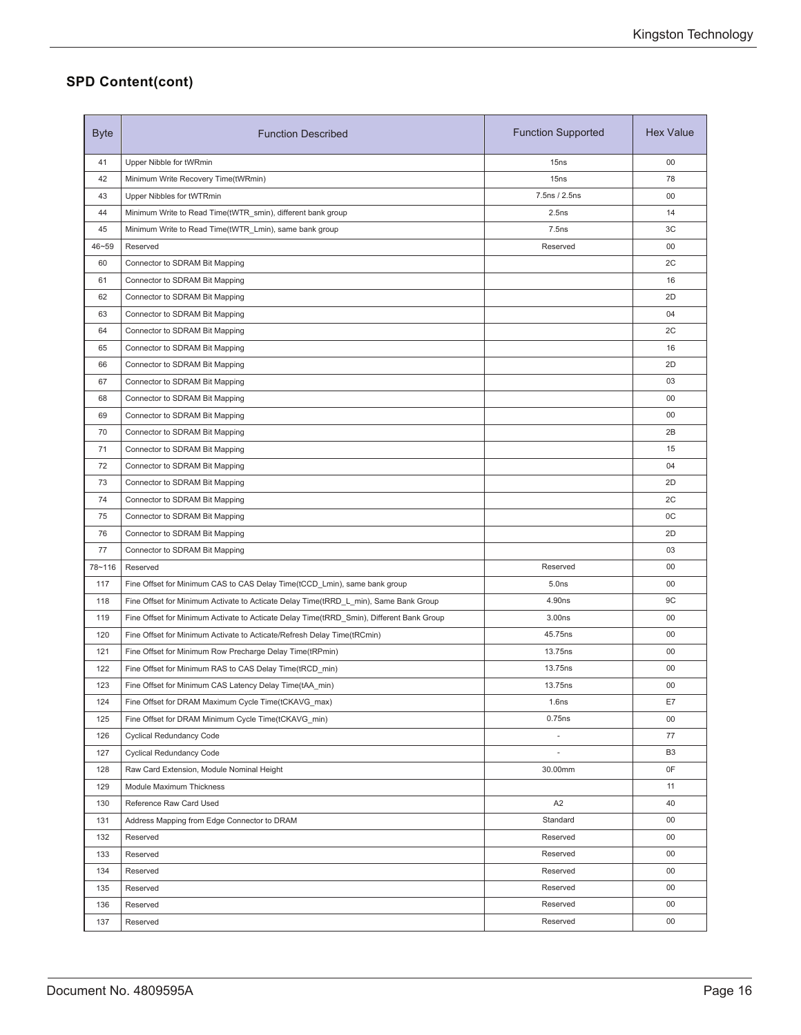## SPD Content(cont)

| Byte | Function Described | Function Supported | Hex Value |
|---|---|---|---|
| 41 | Upper Nibble for tWRmin | 15ns | 00 |
| 42 | Minimum Write Recovery Time(tWRmin) | 15ns | 78 |
| 43 | Upper Nibbles for tWTRmin | 7.5ns / 2.5ns | 00 |
| 44 | Minimum Write to Read Time(tWTR_smin), different bank group | 2.5ns | 14 |
| 45 | Minimum Write to Read Time(tWTR_Lmin), same bank group | 7.5ns | 3C |
| 46~59 | Reserved | Reserved | 00 |
| 60 | Connector to SDRAM Bit Mapping | | 2C |
| 61 | Connector to SDRAM Bit Mapping | | 16 |
| 62 | Connector to SDRAM Bit Mapping | | 2D |
| 63 | Connector to SDRAM Bit Mapping | | 04 |
| 64 | Connector to SDRAM Bit Mapping | | 2C |
| 65 | Connector to SDRAM Bit Mapping | | 16 |
| 66 | Connector to SDRAM Bit Mapping | | 2D |
| 67 | Connector to SDRAM Bit Mapping | | 03 |
| 68 | Connector to SDRAM Bit Mapping | | 00 |
| 69 | Connector to SDRAM Bit Mapping | | 00 |
| 70 | Connector to SDRAM Bit Mapping | | 2B |
| 71 | Connector to SDRAM Bit Mapping | | 15 |
| 72 | Connector to SDRAM Bit Mapping | | 04 |
| 73 | Connector to SDRAM Bit Mapping | | 2D |
| 74 | Connector to SDRAM Bit Mapping | | 2C |
| 75 | Connector to SDRAM Bit Mapping | | 0C |
| 76 | Connector to SDRAM Bit Mapping | | 2D |
| 77 | Connector to SDRAM Bit Mapping | | 03 |
| 78~116 | Reserved | Reserved | 00 |
| 117 | Fine Offset for Minimum CAS to CAS Delay Time(tCCD_Lmin), same bank group | 5.0ns | 00 |
| 118 | Fine Offset for Minimum Activate to Acticate Delay Time(tRRD_L_min), Same Bank Group | 4.90ns | 9C |
| 119 | Fine Offset for Minimum Activate to Acticate Delay Time(tRRD_Smin), Different Bank Group | 3.00ns | 00 |
| 120 | Fine Offset for Minimum Activate to Acticate/Refresh Delay Time(tRCmin) | 45.75ns | 00 |
| 121 | Fine Offset for Minimum Row Precharge Delay Time(tRPmin) | 13.75ns | 00 |
| 122 | Fine Offset for Minimum RAS to CAS Delay Time(tRCD_min) | 13.75ns | 00 |
| 123 | Fine Offset for Minimum CAS Latency Delay Time(tAA_min) | 13.75ns | 00 |
| 124 | Fine Offset for DRAM Maximum Cycle Time(tCKAVG_max) | 1.6ns | E7 |
| 125 | Fine Offset for DRAM Minimum Cycle Time(tCKAVG_min) | 0.75ns | 00 |
| 126 | Cyclical Redundancy Code | - | 77 |
| 127 | Cyclical Redundancy Code | - | B3 |
| 128 | Raw Card Extension, Module Nominal Height | 30.00mm | 0F |
| 129 | Module Maximum Thickness | | 11 |
| 130 | Reference Raw Card Used | A2 | 40 |
| 131 | Address Mapping from Edge Connector to DRAM | Standard | 00 |
| 132 | Reserved | Reserved | 00 |
| 133 | Reserved | Reserved | 00 |
| 134 | Reserved | Reserved | 00 |
| 135 | Reserved | Reserved | 00 |
| 136 | Reserved | Reserved | 00 |
| 137 | Reserved | Reserved | 00 |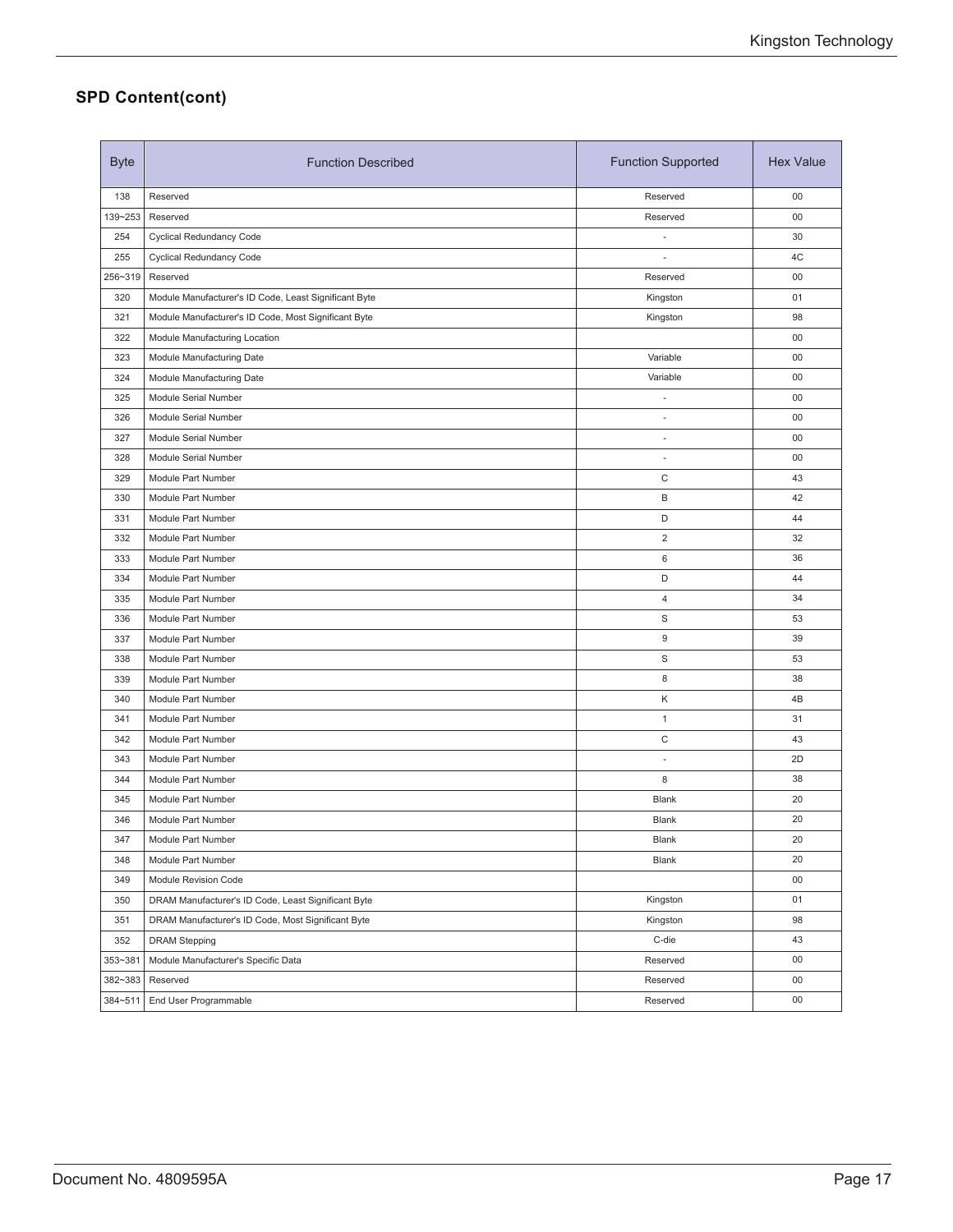## SPD Content(cont)

| Byte | Function Described | Function Supported | Hex Value |
|---|---|---|---|
| 138 | Reserved | Reserved | 00 |
| 139~253 | Reserved | Reserved | 00 |
| 254 | Cyclical Redundancy Code | - | 30 |
| 255 | Cyclical Redundancy Code | - | 4C |
| 256~319 | Reserved | Reserved | 00 |
| 320 | Module Manufacturer's ID Code, Least Significant Byte | Kingston | 01 |
| 321 | Module Manufacturer's ID Code, Most Significant Byte | Kingston | 98 |
| 322 | Module Manufacturing Location | | 00 |
| 323 | Module Manufacturing Date | Variable | 00 |
| 324 | Module Manufacturing Date | Variable | 00 |
| 325 | Module Serial Number | - | 00 |
| 326 | Module Serial Number | - | 00 |
| 327 | Module Serial Number | - | 00 |
| 328 | Module Serial Number | - | 00 |
| 329 | Module Part Number | C | 43 |
| 330 | Module Part Number | B | 42 |
| 331 | Module Part Number | D | 44 |
| 332 | Module Part Number | 2 | 32 |
| 333 | Module Part Number | 6 | 36 |
| 334 | Module Part Number | D | 44 |
| 335 | Module Part Number | 4 | 34 |
| 336 | Module Part Number | S | 53 |
| 337 | Module Part Number | 9 | 39 |
| 338 | Module Part Number | S | 53 |
| 339 | Module Part Number | 8 | 38 |
| 340 | Module Part Number | K | 4B |
| 341 | Module Part Number | 1 | 31 |
| 342 | Module Part Number | C | 43 |
| 343 | Module Part Number | - | 2D |
| 344 | Module Part Number | 8 | 38 |
| 345 | Module Part Number | Blank | 20 |
| 346 | Module Part Number | Blank | 20 |
| 347 | Module Part Number | Blank | 20 |
| 348 | Module Part Number | Blank | 20 |
| 349 | Module Revision Code | | 00 |
| 350 | DRAM Manufacturer's ID Code, Least Significant Byte | Kingston | 01 |
| 351 | DRAM Manufacturer's ID Code, Most Significant Byte | Kingston | 98 |
| 352 | DRAM Stepping | C-die | 43 |
| 353~381 | Module Manufacturer's Specific Data | Reserved | 00 |
| 382~383 | Reserved | Reserved | 00 |
| 384~511 | End User Programmable | Reserved | 00 |